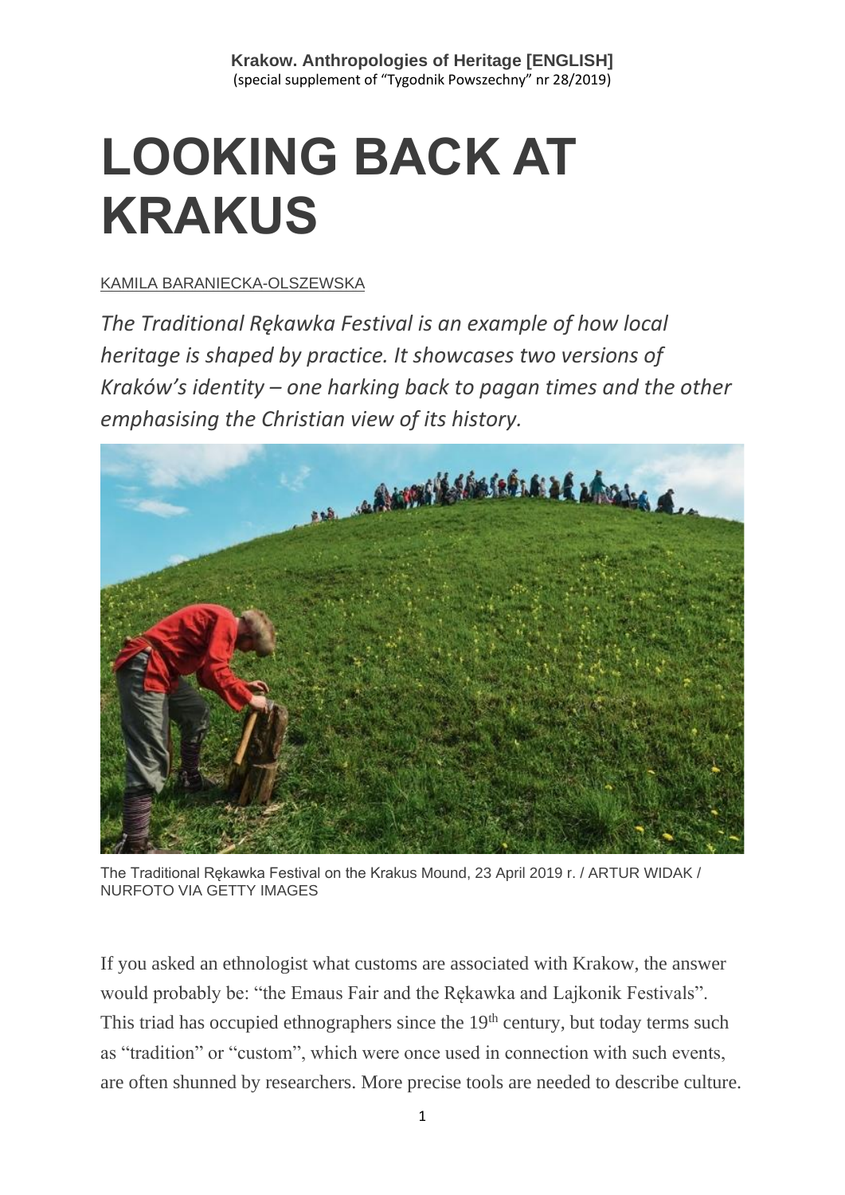Krakow. Anthropologies of Heritage [ENGLISH]
(special supplement of "Tygodnik Powszechny" nr 28/2019)

# LOOKING BACK AT KRAKUS

KAMILA BARANIECKA-OLSZEWSKA

*The Traditional Rękawka Festival is an example of how local heritage is shaped by practice. It showcases two versions of Kraków's identity – one harking back to pagan times and the other emphasising the Christian view of its history.*

The Traditional Rękawka Festival on the Krakus Mound, 23 April 2019 r. / ARTUR WIDAK / NURFOTO VIA GETTY IMAGES

If you asked an ethnologist what customs are associated with Krakow, the answer would probably be: "the Emaus Fair and the Rękawka and Lajkonik Festivals". This triad has occupied ethnographers since the 19th century, but today terms such as "tradition" or "custom", which were once used in connection with such events, are often shunned by researchers. More precise tools are needed to describe culture.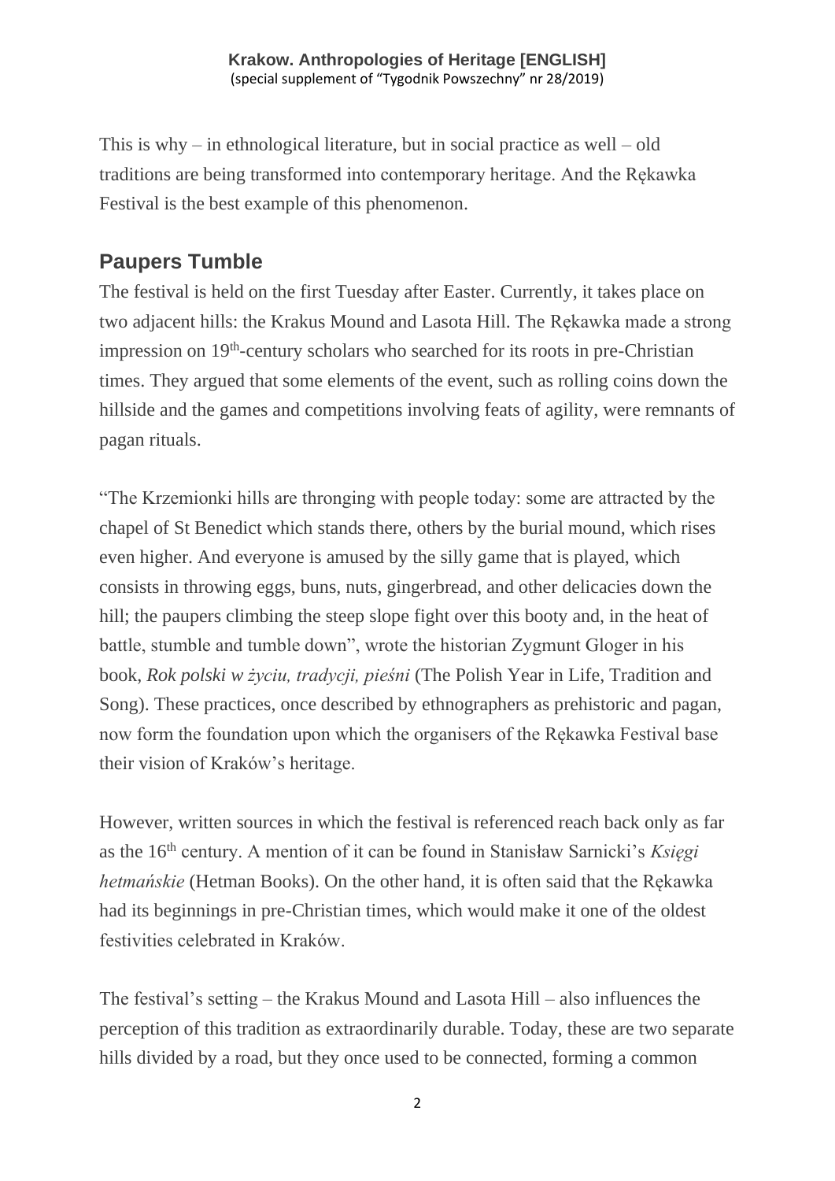This is why – in ethnological literature, but in social practice as well – old traditions are being transformed into contemporary heritage. And the Rękawka Festival is the best example of this phenomenon.

## Paupers Tumble

The festival is held on the first Tuesday after Easter. Currently, it takes place on two adjacent hills: the Krakus Mound and Lasota Hill. The Rękawka made a strong impression on 19th-century scholars who searched for its roots in pre-Christian times. They argued that some elements of the event, such as rolling coins down the hillside and the games and competitions involving feats of agility, were remnants of pagan rituals.

"The Krzemionki hills are thronging with people today: some are attracted by the chapel of St Benedict which stands there, others by the burial mound, which rises even higher. And everyone is amused by the silly game that is played, which consists in throwing eggs, buns, nuts, gingerbread, and other delicacies down the hill; the paupers climbing the steep slope fight over this booty and, in the heat of battle, stumble and tumble down", wrote the historian Zygmunt Gloger in his book, *Rok polski w życiu, tradycji, pieśni* (The Polish Year in Life, Tradition and Song). These practices, once described by ethnographers as prehistoric and pagan, now form the foundation upon which the organisers of the Rękawka Festival base their vision of Kraków's heritage.

However, written sources in which the festival is referenced reach back only as far as the 16th century. A mention of it can be found in Stanisław Sarnicki's *Księgi hetmańskie* (Hetman Books). On the other hand, it is often said that the Rękawka had its beginnings in pre-Christian times, which would make it one of the oldest festivities celebrated in Kraków.

The festival's setting – the Krakus Mound and Lasota Hill – also influences the perception of this tradition as extraordinarily durable. Today, these are two separate hills divided by a road, but they once used to be connected, forming a common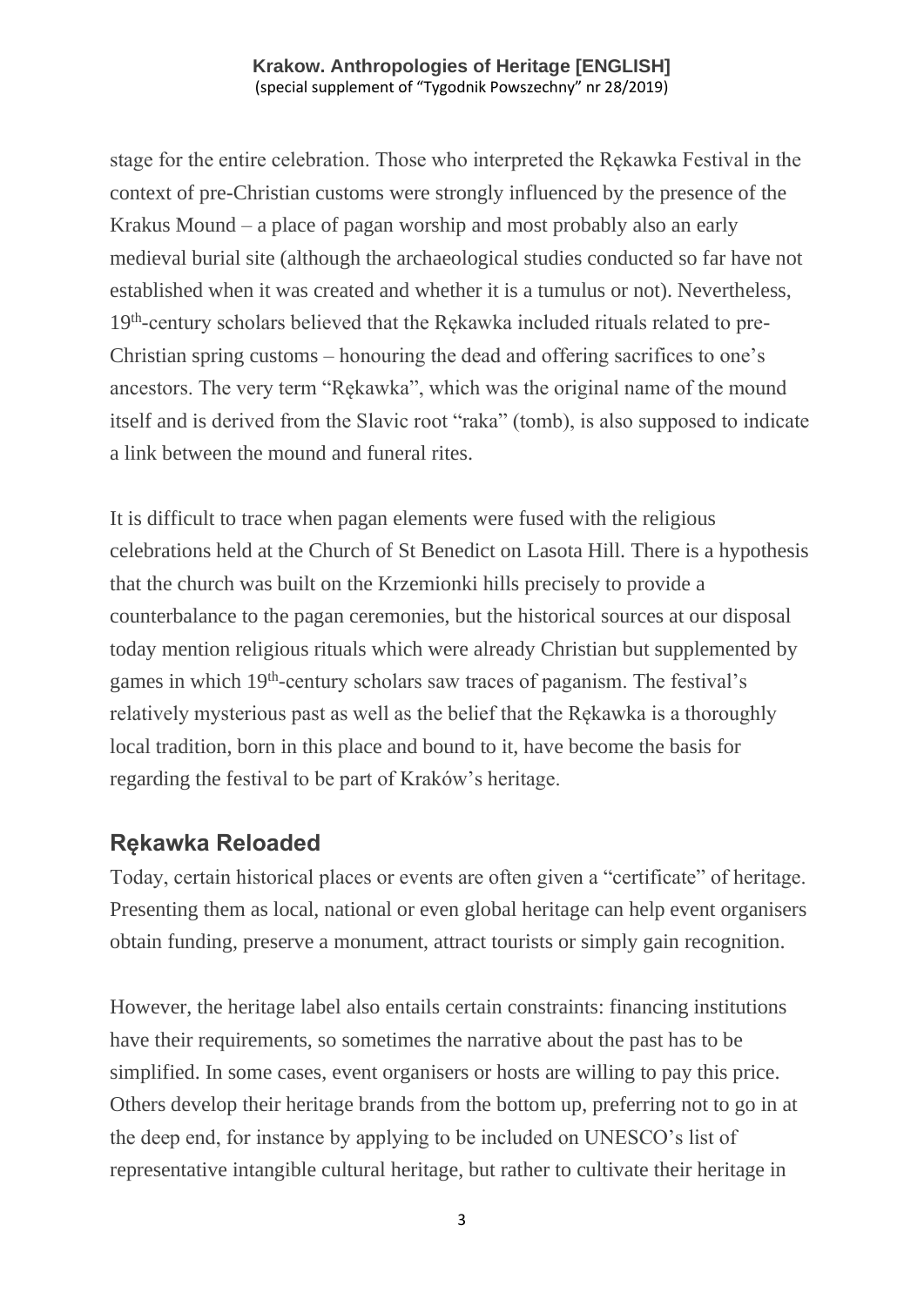stage for the entire celebration. Those who interpreted the Rękawka Festival in the context of pre-Christian customs were strongly influenced by the presence of the Krakus Mound – a place of pagan worship and most probably also an early medieval burial site (although the archaeological studies conducted so far have not established when it was created and whether it is a tumulus or not). Nevertheless, 19th-century scholars believed that the Rękawka included rituals related to pre-Christian spring customs – honouring the dead and offering sacrifices to one's ancestors. The very term "Rękawka", which was the original name of the mound itself and is derived from the Slavic root "raka" (tomb), is also supposed to indicate a link between the mound and funeral rites.

It is difficult to trace when pagan elements were fused with the religious celebrations held at the Church of St Benedict on Lasota Hill. There is a hypothesis that the church was built on the Krzemionki hills precisely to provide a counterbalance to the pagan ceremonies, but the historical sources at our disposal today mention religious rituals which were already Christian but supplemented by games in which 19th-century scholars saw traces of paganism. The festival's relatively mysterious past as well as the belief that the Rękawka is a thoroughly local tradition, born in this place and bound to it, have become the basis for regarding the festival to be part of Kraków's heritage.

## Rękawka Reloaded

Today, certain historical places or events are often given a "certificate" of heritage. Presenting them as local, national or even global heritage can help event organisers obtain funding, preserve a monument, attract tourists or simply gain recognition.

However, the heritage label also entails certain constraints: financing institutions have their requirements, so sometimes the narrative about the past has to be simplified. In some cases, event organisers or hosts are willing to pay this price. Others develop their heritage brands from the bottom up, preferring not to go in at the deep end, for instance by applying to be included on UNESCO's list of representative intangible cultural heritage, but rather to cultivate their heritage in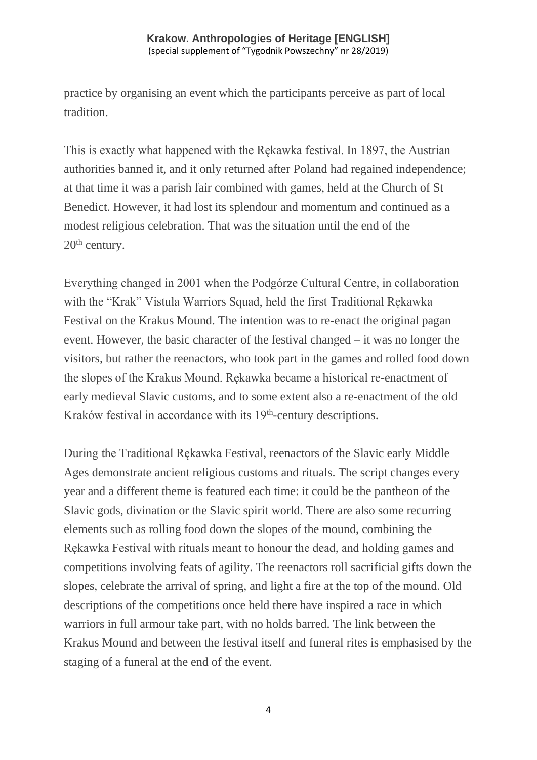practice by organising an event which the participants perceive as part of local tradition.

This is exactly what happened with the Rękawka festival. In 1897, the Austrian authorities banned it, and it only returned after Poland had regained independence; at that time it was a parish fair combined with games, held at the Church of St Benedict. However, it had lost its splendour and momentum and continued as a modest religious celebration. That was the situation until the end of the 20th century.

Everything changed in 2001 when the Podgórze Cultural Centre, in collaboration with the "Krak" Vistula Warriors Squad, held the first Traditional Rękawka Festival on the Krakus Mound. The intention was to re-enact the original pagan event. However, the basic character of the festival changed – it was no longer the visitors, but rather the reenactors, who took part in the games and rolled food down the slopes of the Krakus Mound. Rękawka became a historical re-enactment of early medieval Slavic customs, and to some extent also a re-enactment of the old Kraków festival in accordance with its 19th-century descriptions.

During the Traditional Rękawka Festival, reenactors of the Slavic early Middle Ages demonstrate ancient religious customs and rituals. The script changes every year and a different theme is featured each time: it could be the pantheon of the Slavic gods, divination or the Slavic spirit world. There are also some recurring elements such as rolling food down the slopes of the mound, combining the Rękawka Festival with rituals meant to honour the dead, and holding games and competitions involving feats of agility. The reenactors roll sacrificial gifts down the slopes, celebrate the arrival of spring, and light a fire at the top of the mound. Old descriptions of the competitions once held there have inspired a race in which warriors in full armour take part, with no holds barred. The link between the Krakus Mound and between the festival itself and funeral rites is emphasised by the staging of a funeral at the end of the event.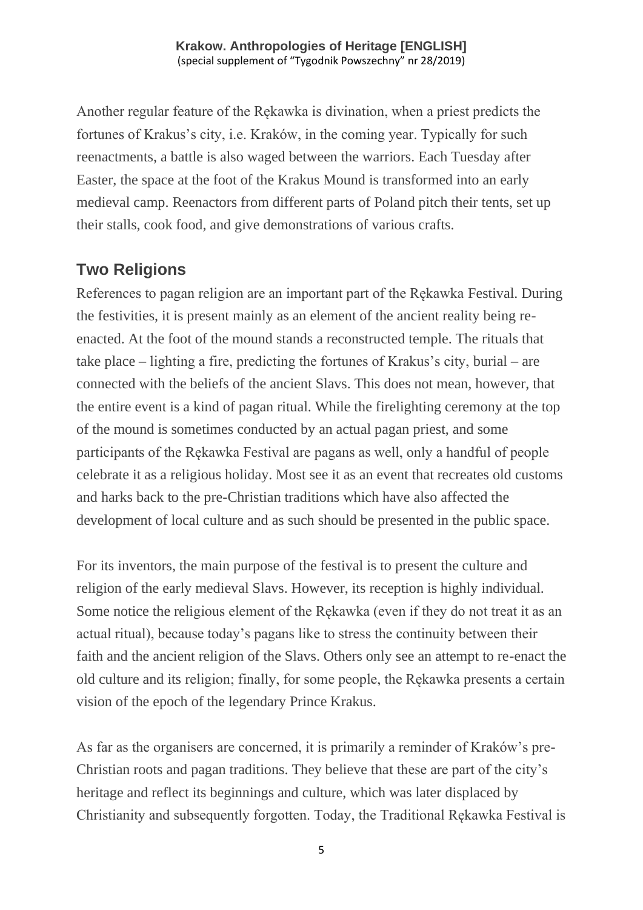Another regular feature of the Rękawka is divination, when a priest predicts the fortunes of Krakus's city, i.e. Kraków, in the coming year. Typically for such reenactments, a battle is also waged between the warriors. Each Tuesday after Easter, the space at the foot of the Krakus Mound is transformed into an early medieval camp. Reenactors from different parts of Poland pitch their tents, set up their stalls, cook food, and give demonstrations of various crafts.

## Two Religions

References to pagan religion are an important part of the Rękawka Festival. During the festivities, it is present mainly as an element of the ancient reality being re-enacted. At the foot of the mound stands a reconstructed temple. The rituals that take place – lighting a fire, predicting the fortunes of Krakus's city, burial – are connected with the beliefs of the ancient Slavs. This does not mean, however, that the entire event is a kind of pagan ritual. While the firelighting ceremony at the top of the mound is sometimes conducted by an actual pagan priest, and some participants of the Rękawka Festival are pagans as well, only a handful of people celebrate it as a religious holiday. Most see it as an event that recreates old customs and harks back to the pre-Christian traditions which have also affected the development of local culture and as such should be presented in the public space.

For its inventors, the main purpose of the festival is to present the culture and religion of the early medieval Slavs. However, its reception is highly individual. Some notice the religious element of the Rękawka (even if they do not treat it as an actual ritual), because today's pagans like to stress the continuity between their faith and the ancient religion of the Slavs. Others only see an attempt to re-enact the old culture and its religion; finally, for some people, the Rękawka presents a certain vision of the epoch of the legendary Prince Krakus.

As far as the organisers are concerned, it is primarily a reminder of Kraków's pre-Christian roots and pagan traditions. They believe that these are part of the city's heritage and reflect its beginnings and culture, which was later displaced by Christianity and subsequently forgotten. Today, the Traditional Rękawka Festival is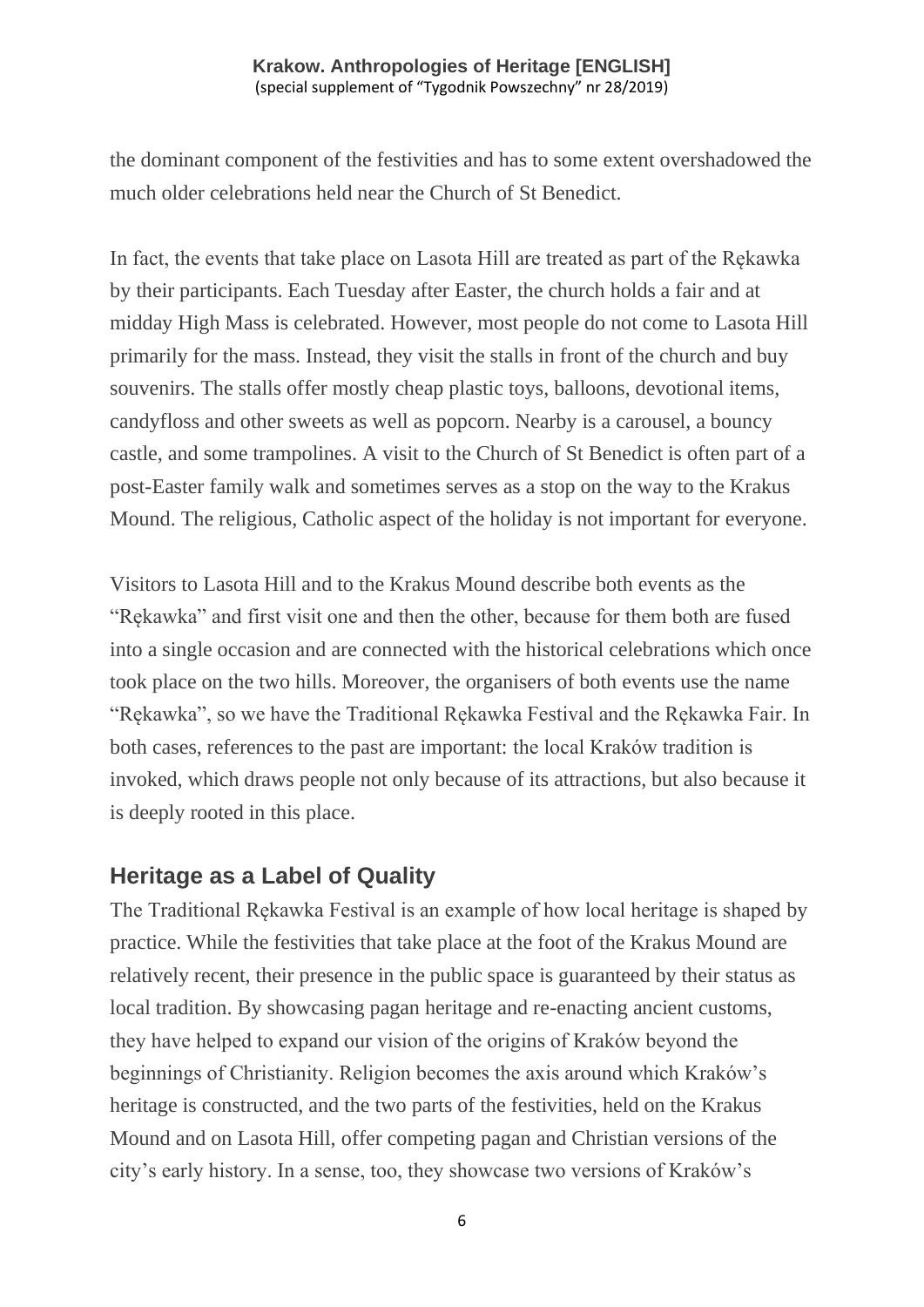the dominant component of the festivities and has to some extent overshadowed the much older celebrations held near the Church of St Benedict.

In fact, the events that take place on Lasota Hill are treated as part of the Rękawka by their participants. Each Tuesday after Easter, the church holds a fair and at midday High Mass is celebrated. However, most people do not come to Lasota Hill primarily for the mass. Instead, they visit the stalls in front of the church and buy souvenirs. The stalls offer mostly cheap plastic toys, balloons, devotional items, candyfloss and other sweets as well as popcorn. Nearby is a carousel, a bouncy castle, and some trampolines. A visit to the Church of St Benedict is often part of a post-Easter family walk and sometimes serves as a stop on the way to the Krakus Mound. The religious, Catholic aspect of the holiday is not important for everyone.

Visitors to Lasota Hill and to the Krakus Mound describe both events as the "Rękawka" and first visit one and then the other, because for them both are fused into a single occasion and are connected with the historical celebrations which once took place on the two hills. Moreover, the organisers of both events use the name "Rękawka", so we have the Traditional Rękawka Festival and the Rękawka Fair. In both cases, references to the past are important: the local Kraków tradition is invoked, which draws people not only because of its attractions, but also because it is deeply rooted in this place.

## Heritage as a Label of Quality

The Traditional Rękawka Festival is an example of how local heritage is shaped by practice. While the festivities that take place at the foot of the Krakus Mound are relatively recent, their presence in the public space is guaranteed by their status as local tradition. By showcasing pagan heritage and re-enacting ancient customs, they have helped to expand our vision of the origins of Kraków beyond the beginnings of Christianity. Religion becomes the axis around which Kraków's heritage is constructed, and the two parts of the festivities, held on the Krakus Mound and on Lasota Hill, offer competing pagan and Christian versions of the city's early history. In a sense, too, they showcase two versions of Kraków's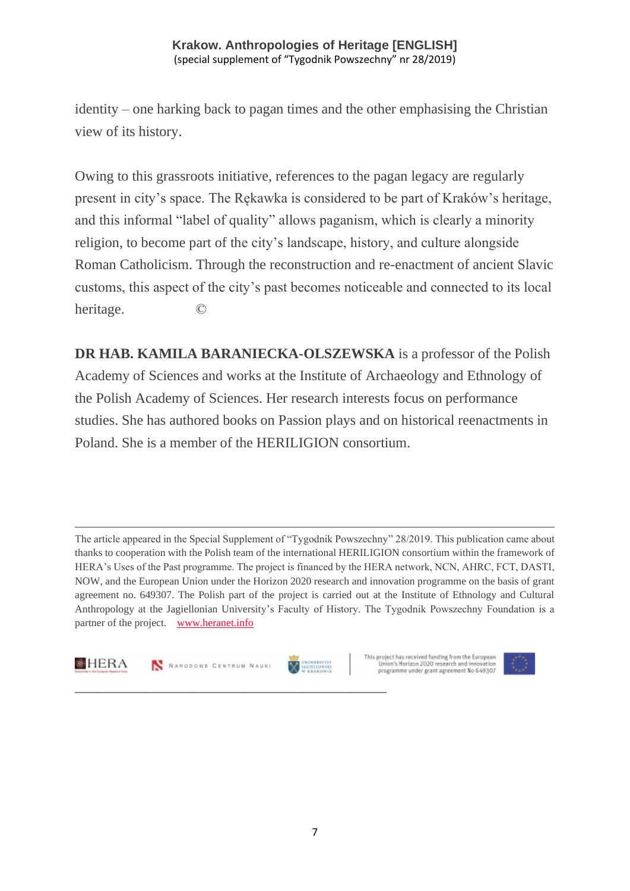identity – one harking back to pagan times and the other emphasising the Christian view of its history.

Owing to this grassroots initiative, references to the pagan legacy are regularly present in city's space. The Rękawka is considered to be part of Kraków's heritage, and this informal "label of quality" allows paganism, which is clearly a minority religion, to become part of the city's landscape, history, and culture alongside Roman Catholicism. Through the reconstruction and re-enactment of ancient Slavic customs, this aspect of the city's past becomes noticeable and connected to its local heritage. ©

**DR HAB. KAMILA BARANIECKA-OLSZEWSKA** is a professor of the Polish Academy of Sciences and works at the Institute of Archaeology and Ethnology of the Polish Academy of Sciences. Her research interests focus on performance studies. She has authored books on Passion plays and on historical reenactments in Poland. She is a member of the HERILIGION consortium.

---

The article appeared in the Special Supplement of "Tygodnik Powszechny" 28/2019. This publication came about thanks to cooperation with the Polish team of the international HERILIGION consortium within the framework of HERA's Uses of the Past programme. The project is financed by the HERA network, NCN, AHRC, FCT, DASTI, NOW, and the European Union under the Horizon 2020 research and innovation programme on the basis of grant agreement no. 649307. The Polish part of the project is carried out at the Institute of Ethnology and Cultural Anthropology at the Jagiellonian University's Faculty of History. The Tygodnik Powszechny Foundation is a partner of the project. www.heranet.info

HERA | Narodowe Centrum Nauki | Uniwersytet Jagielloński w Krakowie | This project has received funding from the European Union's Horizon 2020 research and innovation programme under grant agreement No 649307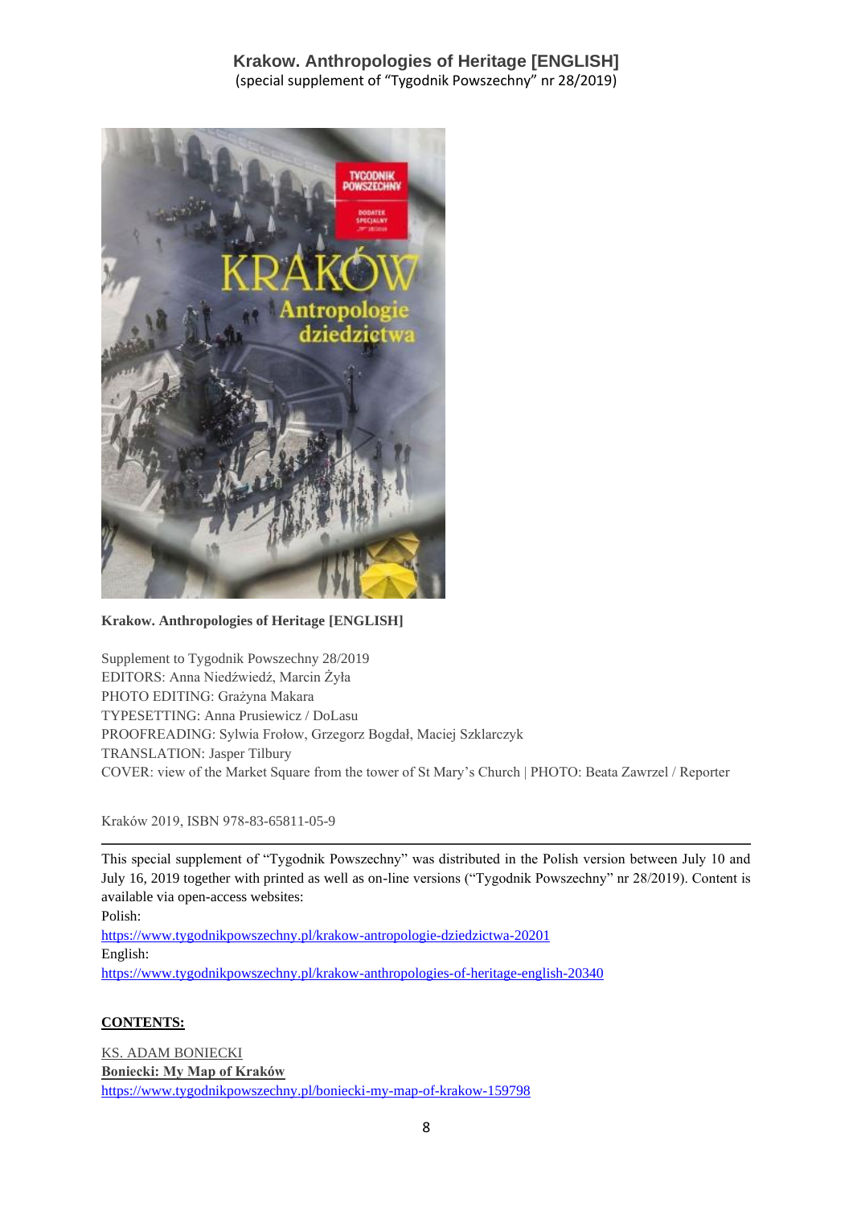# Krakow. Anthropologies of Heritage [ENGLISH]
(special supplement of "Tygodnik Powszechny" nr 28/2019)

**Krakow. Anthropologies of Heritage [ENGLISH]**

Supplement to Tygodnik Powszechny 28/2019
EDITORS: Anna Niedźwiedź, Marcin Żyła
PHOTO EDITING: Grażyna Makara
TYPESETTING: Anna Prusiewicz / DoLasu
PROOFREADING: Sylwia Frołow, Grzegorz Bogdał, Maciej Szklarczyk
TRANSLATION: Jasper Tilbury
COVER: view of the Market Square from the tower of St Mary's Church | PHOTO: Beata Zawrzel / Reporter

Kraków 2019, ISBN 978-83-65811-05-9

---

This special supplement of "Tygodnik Powszechny" was distributed in the Polish version between July 10 and July 16, 2019 together with printed as well as on-line versions ("Tygodnik Powszechny" nr 28/2019). Content is available via open-access websites:
Polish:
https://www.tygodnikpowszechny.pl/krakow-antropologie-dziedzictwa-20201
English:
https://www.tygodnikpowszechny.pl/krakow-anthropologies-of-heritage-english-20340

**CONTENTS:**

KS. ADAM BONIECKI
**Boniecki: My Map of Kraków**
https://www.tygodnikpowszechny.pl/boniecki-my-map-of-krakow-159798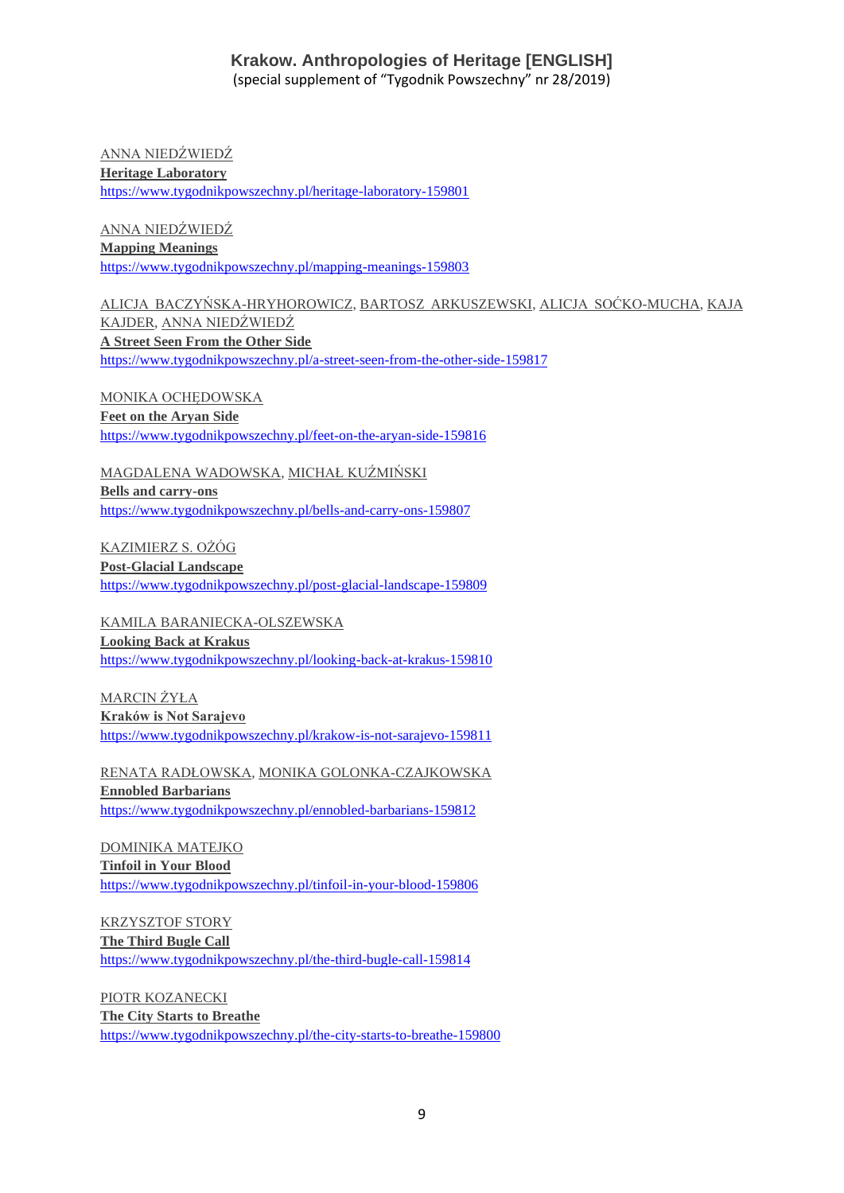ANNA NIEDŹWIEDŹ
**Heritage Laboratory**
https://www.tygodnikpowszechny.pl/heritage-laboratory-159801

ANNA NIEDŹWIEDŹ
**Mapping Meanings**
https://www.tygodnikpowszechny.pl/mapping-meanings-159803

ALICJA BACZYŃSKA-HRYHOROWICZ, BARTOSZ ARKUSZEWSKI, ALICJA SOĆKO-MUCHA, KAJA KAJDER, ANNA NIEDŹWIEDŹ
**A Street Seen From the Other Side**
https://www.tygodnikpowszechny.pl/a-street-seen-from-the-other-side-159817

MONIKA OCHĘDOWSKA
**Feet on the Aryan Side**
https://www.tygodnikpowszechny.pl/feet-on-the-aryan-side-159816

MAGDALENA WADOWSKA, MICHAŁ KUŹMIŃSKI
**Bells and carry-ons**
https://www.tygodnikpowszechny.pl/bells-and-carry-ons-159807

KAZIMIERZ S. OŻÓG
**Post-Glacial Landscape**
https://www.tygodnikpowszechny.pl/post-glacial-landscape-159809

KAMILA BARANIECKA-OLSZEWSKA
**Looking Back at Krakus**
https://www.tygodnikpowszechny.pl/looking-back-at-krakus-159810

MARCIN ŻYŁA
**Kraków is Not Sarajevo**
https://www.tygodnikpowszechny.pl/krakow-is-not-sarajevo-159811

RENATA RADŁOWSKA, MONIKA GOLONKA-CZAJKOWSKA
**Ennobled Barbarians**
https://www.tygodnikpowszechny.pl/ennobled-barbarians-159812

DOMINIKA MATEJKO
**Tinfoil in Your Blood**
https://www.tygodnikpowszechny.pl/tinfoil-in-your-blood-159806

KRZYSZTOF STORY
**The Third Bugle Call**
https://www.tygodnikpowszechny.pl/the-third-bugle-call-159814

PIOTR KOZANECKI
**The City Starts to Breathe**
https://www.tygodnikpowszechny.pl/the-city-starts-to-breathe-159800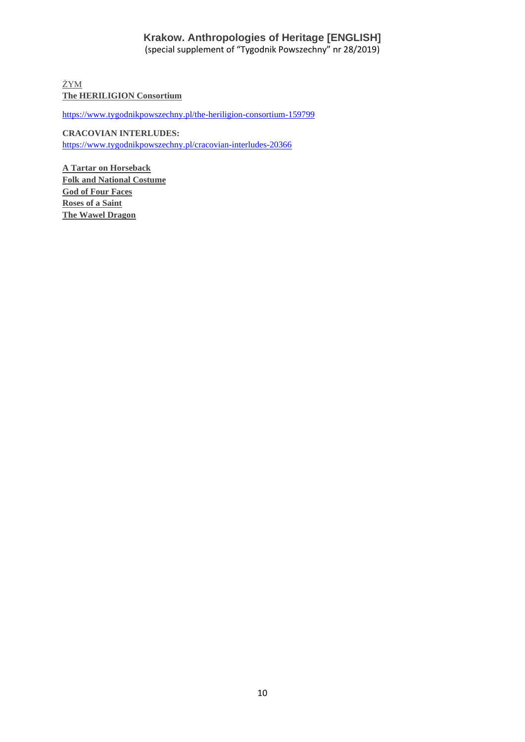ŻYM

**The HERILIGION Consortium**

https://www.tygodnikpowszechny.pl/the-heriligion-consortium-159799

**CRACOVIAN INTERLUDES:**
https://www.tygodnikpowszechny.pl/cracovian-interludes-20366

**A Tartar on Horseback**
**Folk and National Costume**
**God of Four Faces**
**Roses of a Saint**
**The Wawel Dragon**